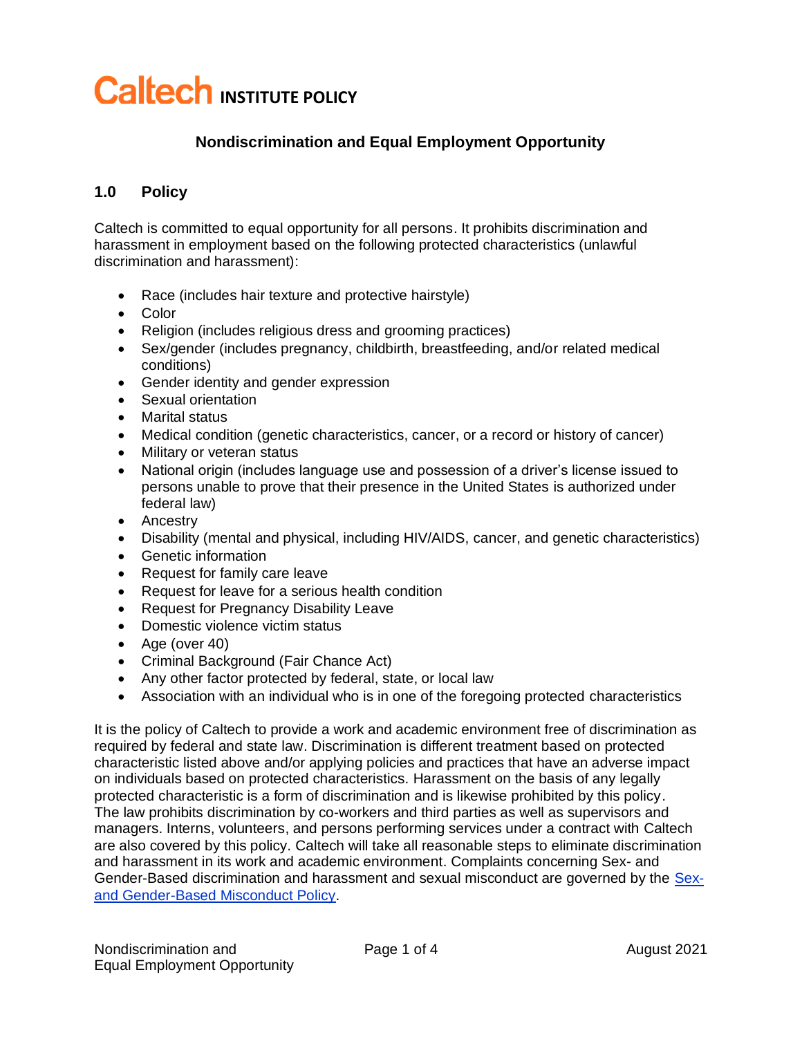# Caltech INSTITUTE POLICY

## Nondiscrimination and Equal Employment Opportunity

### 1.0 Policy

Caltech is committed to equal opportunity for all persons. It prohibits discrimination and harassment in employment based on the following protected characteristics (unlawful discrimination and harassment):

- Race (includes hair texture and protective hairstyle)
- Color
- Religion (includes religious dress and grooming practices)
- Sex/gender (includes pregnancy, childbirth, breastfeeding, and/or related medical conditions)
- Gender identity and gender expression
- Sexual orientation
- Marital status
- Medical condition (genetic characteristics, cancer, or a record or history of cancer)
- Military or veteran status
- National origin (includes language use and possession of a driver's license issued to persons unable to prove that their presence in the United States is authorized under federal law)
- Ancestry
- Disability (mental and physical, including HIV/AIDS, cancer, and genetic characteristics)
- Genetic information
- Request for family care leave
- Request for leave for a serious health condition
- Request for Pregnancy Disability Leave
- Domestic violence victim status
- Age (over 40)
- Criminal Background (Fair Chance Act)
- Any other factor protected by federal, state, or local law
- Association with an individual who is in one of the foregoing protected characteristics

It is the policy of Caltech to provide a work and academic environment free of discrimination as required by federal and state law. Discrimination is different treatment based on protected characteristic listed above and/or applying policies and practices that have an adverse impact on individuals based on protected characteristics. Harassment on the basis of any legally protected characteristic is a form of discrimination and is likewise prohibited by this policy. The law prohibits discrimination by co-workers and third parties as well as supervisors and managers. Interns, volunteers, and persons performing services under a contract with Caltech are also covered by this policy. Caltech will take all reasonable steps to eliminate discrimination and harassment in its work and academic environment. Complaints concerning Sex- and Gender-Based discrimination and harassment and sexual misconduct are governed by the [Sex- and Gender-Based Misconduct Policy](#).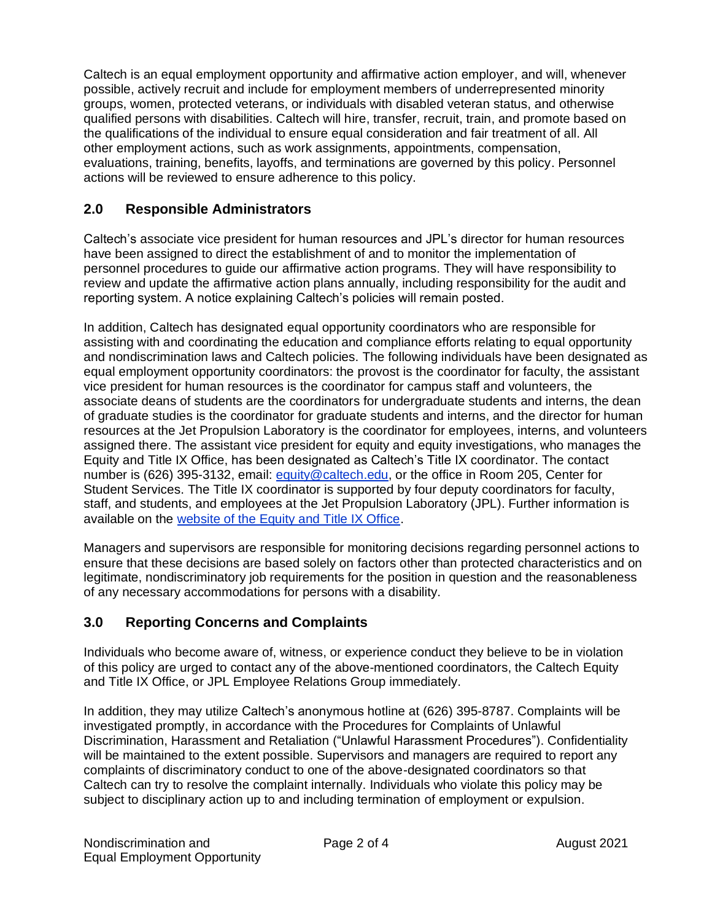Caltech is an equal employment opportunity and affirmative action employer, and will, whenever possible, actively recruit and include for employment members of underrepresented minority groups, women, protected veterans, or individuals with disabled veteran status, and otherwise qualified persons with disabilities. Caltech will hire, transfer, recruit, train, and promote based on the qualifications of the individual to ensure equal consideration and fair treatment of all. All other employment actions, such as work assignments, appointments, compensation, evaluations, training, benefits, layoffs, and terminations are governed by this policy. Personnel actions will be reviewed to ensure adherence to this policy.

## 2.0 Responsible Administrators

Caltech's associate vice president for human resources and JPL's director for human resources have been assigned to direct the establishment of and to monitor the implementation of personnel procedures to guide our affirmative action programs. They will have responsibility to review and update the affirmative action plans annually, including responsibility for the audit and reporting system. A notice explaining Caltech's policies will remain posted.

In addition, Caltech has designated equal opportunity coordinators who are responsible for assisting with and coordinating the education and compliance efforts relating to equal opportunity and nondiscrimination laws and Caltech policies. The following individuals have been designated as equal employment opportunity coordinators: the provost is the coordinator for faculty, the assistant vice president for human resources is the coordinator for campus staff and volunteers, the associate deans of students are the coordinators for undergraduate students and interns, the dean of graduate studies is the coordinator for graduate students and interns, and the director for human resources at the Jet Propulsion Laboratory is the coordinator for employees, interns, and volunteers assigned there. The assistant vice president for equity and equity investigations, who manages the Equity and Title IX Office, has been designated as Caltech's Title IX coordinator. The contact number is (626) 395-3132, email: [equity@caltech.edu](mailto:equity@caltech.edu), or the office in Room 205, Center for Student Services. The Title IX coordinator is supported by four deputy coordinators for faculty, staff, and students, and employees at the Jet Propulsion Laboratory (JPL). Further information is available on the [website of the Equity and Title IX Office](#).

Managers and supervisors are responsible for monitoring decisions regarding personnel actions to ensure that these decisions are based solely on factors other than protected characteristics and on legitimate, nondiscriminatory job requirements for the position in question and the reasonableness of any necessary accommodations for persons with a disability.

## 3.0 Reporting Concerns and Complaints

Individuals who become aware of, witness, or experience conduct they believe to be in violation of this policy are urged to contact any of the above-mentioned coordinators, the Caltech Equity and Title IX Office, or JPL Employee Relations Group immediately.

In addition, they may utilize Caltech's anonymous hotline at (626) 395-8787. Complaints will be investigated promptly, in accordance with the Procedures for Complaints of Unlawful Discrimination, Harassment and Retaliation ("Unlawful Harassment Procedures"). Confidentiality will be maintained to the extent possible. Supervisors and managers are required to report any complaints of discriminatory conduct to one of the above-designated coordinators so that Caltech can try to resolve the complaint internally. Individuals who violate this policy may be subject to disciplinary action up to and including termination of employment or expulsion.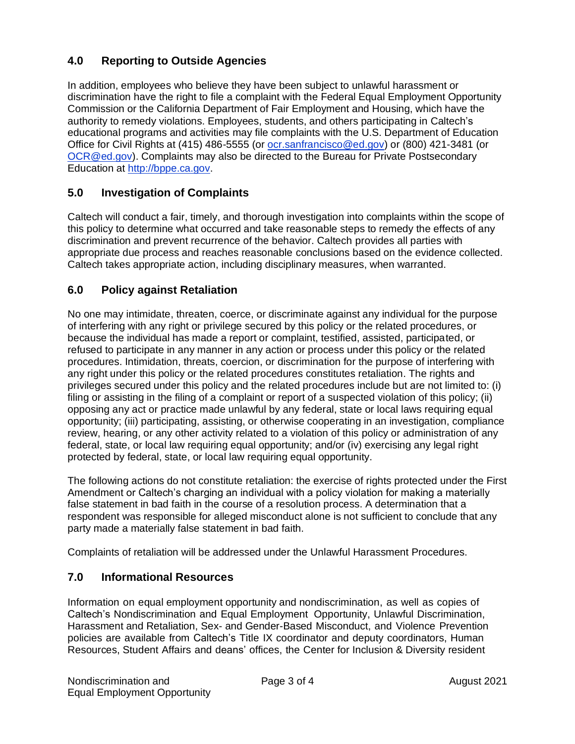## 4.0 Reporting to Outside Agencies

In addition, employees who believe they have been subject to unlawful harassment or discrimination have the right to file a complaint with the Federal Equal Employment Opportunity Commission or the California Department of Fair Employment and Housing, which have the authority to remedy violations. Employees, students, and others participating in Caltech's educational programs and activities may file complaints with the U.S. Department of Education Office for Civil Rights at (415) 486-5555 (or ocr.sanfrancisco@ed.gov) or (800) 421-3481 (or OCR@ed.gov). Complaints may also be directed to the Bureau for Private Postsecondary Education at http://bppe.ca.gov.

## 5.0 Investigation of Complaints

Caltech will conduct a fair, timely, and thorough investigation into complaints within the scope of this policy to determine what occurred and take reasonable steps to remedy the effects of any discrimination and prevent recurrence of the behavior. Caltech provides all parties with appropriate due process and reaches reasonable conclusions based on the evidence collected. Caltech takes appropriate action, including disciplinary measures, when warranted.

## 6.0 Policy against Retaliation

No one may intimidate, threaten, coerce, or discriminate against any individual for the purpose of interfering with any right or privilege secured by this policy or the related procedures, or because the individual has made a report or complaint, testified, assisted, participated, or refused to participate in any manner in any action or process under this policy or the related procedures. Intimidation, threats, coercion, or discrimination for the purpose of interfering with any right under this policy or the related procedures constitutes retaliation. The rights and privileges secured under this policy and the related procedures include but are not limited to: (i) filing or assisting in the filing of a complaint or report of a suspected violation of this policy; (ii) opposing any act or practice made unlawful by any federal, state or local laws requiring equal opportunity; (iii) participating, assisting, or otherwise cooperating in an investigation, compliance review, hearing, or any other activity related to a violation of this policy or administration of any federal, state, or local law requiring equal opportunity; and/or (iv) exercising any legal right protected by federal, state, or local law requiring equal opportunity.

The following actions do not constitute retaliation: the exercise of rights protected under the First Amendment or Caltech's charging an individual with a policy violation for making a materially false statement in bad faith in the course of a resolution process. A determination that a respondent was responsible for alleged misconduct alone is not sufficient to conclude that any party made a materially false statement in bad faith.

Complaints of retaliation will be addressed under the Unlawful Harassment Procedures.

## 7.0 Informational Resources

Information on equal employment opportunity and nondiscrimination, as well as copies of Caltech's Nondiscrimination and Equal Employment Opportunity, Unlawful Discrimination, Harassment and Retaliation, Sex- and Gender-Based Misconduct, and Violence Prevention policies are available from Caltech's Title IX coordinator and deputy coordinators, Human Resources, Student Affairs and deans' offices, the Center for Inclusion & Diversity resident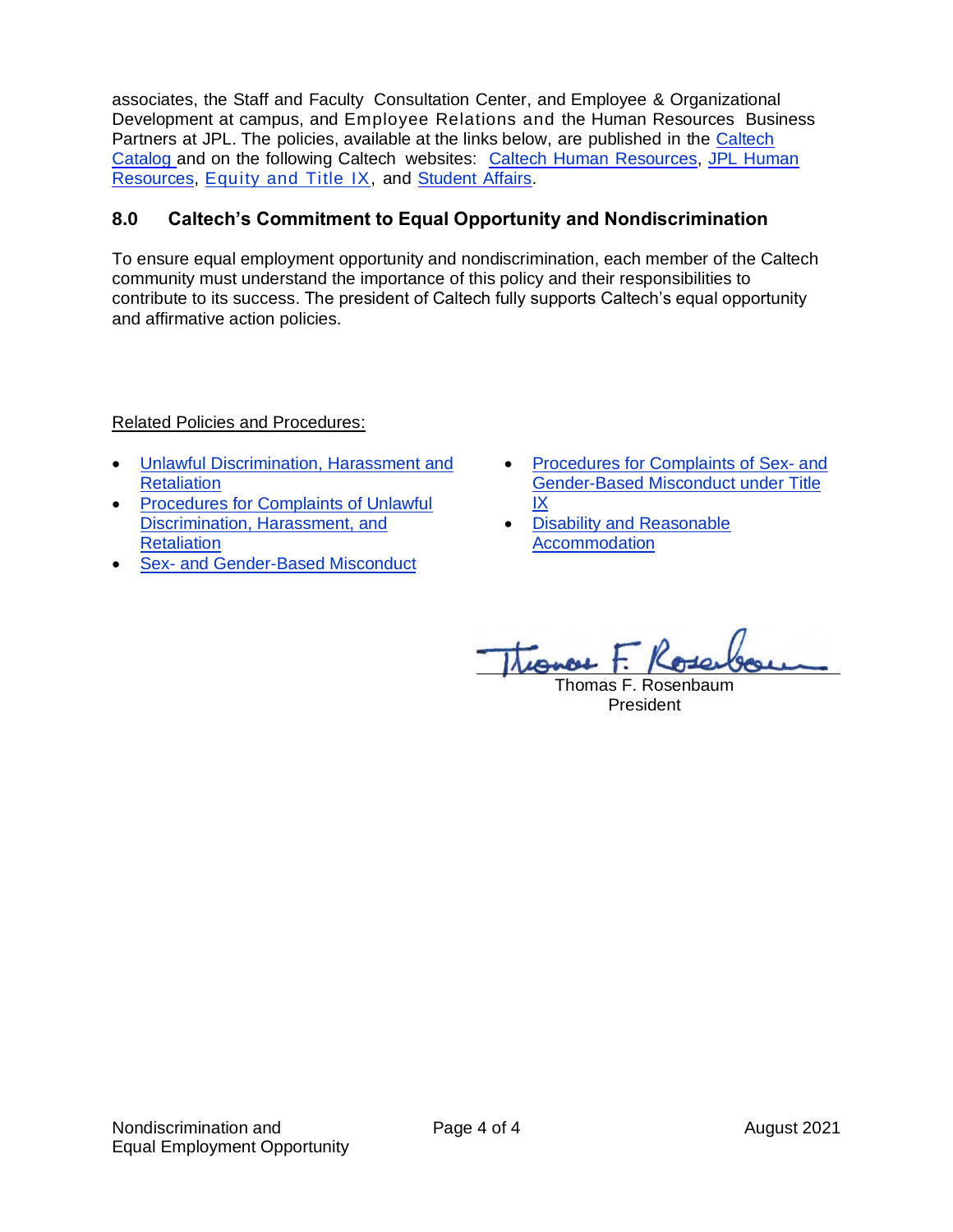associates, the Staff and Faculty Consultation Center, and Employee & Organizational Development at campus, and Employee Relations and the Human Resources Business Partners at JPL. The policies, available at the links below, are published in the Caltech Catalog and on the following Caltech websites: Caltech Human Resources, JPL Human Resources, Equity and Title IX, and Student Affairs.

## 8.0 Caltech's Commitment to Equal Opportunity and Nondiscrimination

To ensure equal employment opportunity and nondiscrimination, each member of the Caltech community must understand the importance of this policy and their responsibilities to contribute to its success. The president of Caltech fully supports Caltech's equal opportunity and affirmative action policies.

Related Policies and Procedures:

- Unlawful Discrimination, Harassment and Retaliation
- Procedures for Complaints of Unlawful Discrimination, Harassment, and Retaliation
- Sex- and Gender-Based Misconduct
- Procedures for Complaints of Sex- and Gender-Based Misconduct under Title IX
- Disability and Reasonable Accommodation

Thomas F. Rosenbaum
President